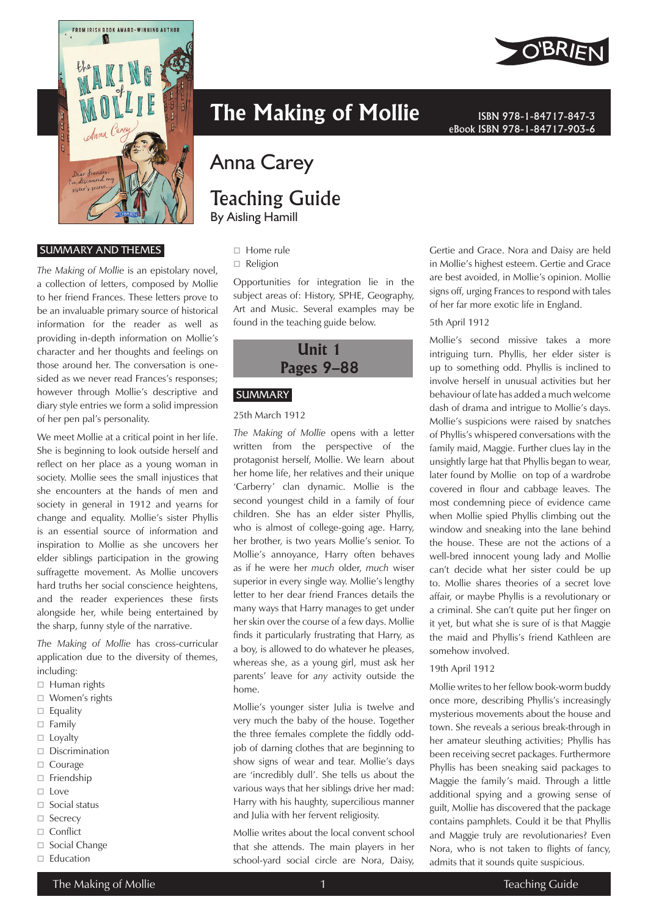# The Making of Mollie

ISBN 978-1-84717-847-3
eBook ISBN 978-1-84717-903-6

## Anna Carey

## Teaching Guide

By Aisling Hamill

### SUMMARY AND THEMES

*The Making of Mollie* is an epistolary novel, a collection of letters, composed by Mollie to her friend Frances. These letters prove to be an invaluable primary source of historical information for the reader as well as providing in-depth information on Mollie's character and her thoughts and feelings on those around her. The conversation is one-sided as we never read Frances's responses; however through Mollie's descriptive and diary style entries we form a solid impression of her pen pal's personality.

We meet Mollie at a critical point in her life. She is beginning to look outside herself and reflect on her place as a young woman in society. Mollie sees the small injustices that she encounters at the hands of men and society in general in 1912 and yearns for change and equality. Mollie's sister Phyllis is an essential source of information and inspiration to Mollie as she uncovers her elder siblings participation in the growing suffragette movement. As Mollie uncovers hard truths her social conscience heightens, and the reader experiences these firsts alongside her, while being entertained by the sharp, funny style of the narrative.

*The Making of Mollie* has cross-curricular application due to the diversity of themes, including:

- Human rights
- Women's rights
- Equality
- Family
- Loyalty
- Discrimination
- Courage
- Friendship
- Love
- Social status
- Secrecy
- Conflict
- Social Change
- Education
- Home rule
- Religion

Opportunities for integration lie in the subject areas of: History, SPHE, Geography, Art and Music. Several examples may be found in the teaching guide below.

## Unit 1
## Pages 9–88

### SUMMARY

25th March 1912

*The Making of Mollie* opens with a letter written from the perspective of the protagonist herself, Mollie. We learn about her home life, her relatives and their unique 'Carberry' clan dynamic. Mollie is the second youngest child in a family of four children. She has an elder sister Phyllis, who is almost of college-going age. Harry, her brother, is two years Mollie's senior. To Mollie's annoyance, Harry often behaves as if he were her *much* older, *much* wiser superior in every single way. Mollie's lengthy letter to her dear friend Frances details the many ways that Harry manages to get under her skin over the course of a few days. Mollie finds it particularly frustrating that Harry, as a boy, is allowed to do whatever he pleases, whereas she, as a young girl, must ask her parents' leave for *any* activity outside the home.

Mollie's younger sister Julia is twelve and very much the baby of the house. Together the three females complete the fiddly odd-job of darning clothes that are beginning to show signs of wear and tear. Mollie's days are 'incredibly dull'. She tells us about the various ways that her siblings drive her mad: Harry with his haughty, supercilious manner and Julia with her fervent religiosity.

Mollie writes about the local convent school that she attends. The main players in her school-yard social circle are Nora, Daisy, Gertie and Grace. Nora and Daisy are held in Mollie's highest esteem. Gertie and Grace are best avoided, in Mollie's opinion. Mollie signs off, urging Frances to respond with tales of her far more exotic life in England.

5th April 1912

Mollie's second missive takes a more intriguing turn. Phyllis, her elder sister is up to something odd. Phyllis is inclined to involve herself in unusual activities but her behaviour of late has added a much welcome dash of drama and intrigue to Mollie's days. Mollie's suspicions were raised by snatches of Phyllis's whispered conversations with the family maid, Maggie. Further clues lay in the unsightly large hat that Phyllis began to wear, later found by Mollie on top of a wardrobe covered in flour and cabbage leaves. The most condemning piece of evidence came when Mollie spied Phyllis climbing out the window and sneaking into the lane behind the house. These are not the actions of a well-bred innocent young lady and Mollie can't decide what her sister could be up to. Mollie shares theories of a secret love affair, or maybe Phyllis is a revolutionary or a criminal. She can't quite put her finger on it yet, but what she is sure of is that Maggie the maid and Phyllis's friend Kathleen are somehow involved.

19th April 1912

Mollie writes to her fellow book-worm buddy once more, describing Phyllis's increasingly mysterious movements about the house and town. She reveals a serious break-through in her amateur sleuthing activities; Phyllis has been receiving secret packages. Furthermore Phyllis has been sneaking said packages to Maggie the family's maid. Through a little additional spying and a growing sense of guilt, Mollie has discovered that the package contains pamphlets. Could it be that Phyllis and Maggie truly are revolutionaries? Even Nora, who is not taken to flights of fancy, admits that it sounds quite suspicious.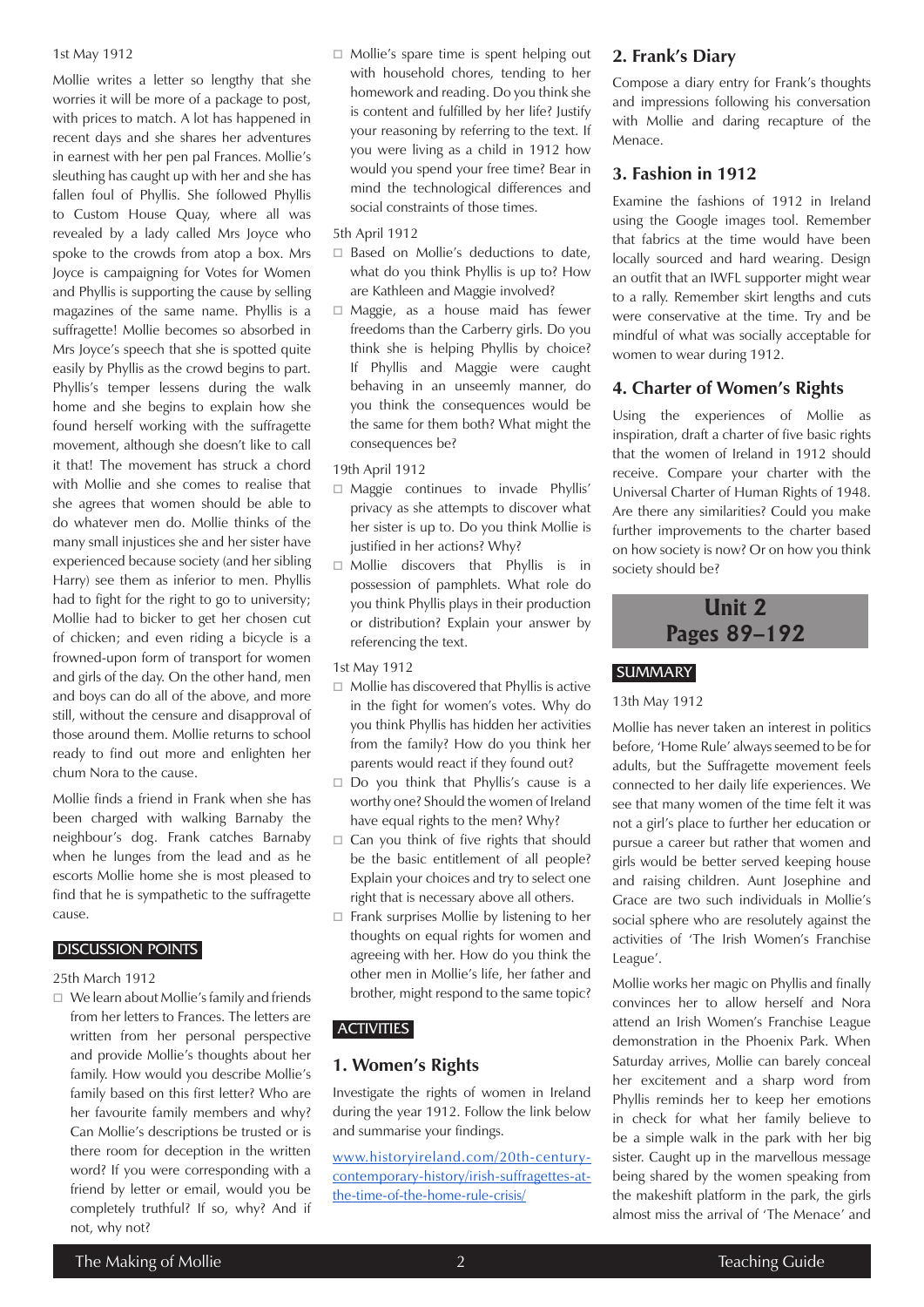1st May 1912

Mollie writes a letter so lengthy that she worries it will be more of a package to post, with prices to match. A lot has happened in recent days and she shares her adventures in earnest with her pen pal Frances. Mollie's sleuthing has caught up with her and she has fallen foul of Phyllis. She followed Phyllis to Custom House Quay, where all was revealed by a lady called Mrs Joyce who spoke to the crowds from atop a box. Mrs Joyce is campaigning for Votes for Women and Phyllis is supporting the cause by selling magazines of the same name. Phyllis is a suffragette! Mollie becomes so absorbed in Mrs Joyce's speech that she is spotted quite easily by Phyllis as the crowd begins to part. Phyllis's temper lessens during the walk home and she begins to explain how she found herself working with the suffragette movement, although she doesn't like to call it that! The movement has struck a chord with Mollie and she comes to realise that she agrees that women should be able to do whatever men do. Mollie thinks of the many small injustices she and her sister have experienced because society (and her sibling Harry) see them as inferior to men. Phyllis had to fight for the right to go to university; Mollie had to bicker to get her chosen cut of chicken; and even riding a bicycle is a frowned-upon form of transport for women and girls of the day. On the other hand, men and boys can do all of the above, and more still, without the censure and disapproval of those around them. Mollie returns to school ready to find out more and enlighten her chum Nora to the cause.

Mollie finds a friend in Frank when she has been charged with walking Barnaby the neighbour's dog. Frank catches Barnaby when he lunges from the lead and as he escorts Mollie home she is most pleased to find that he is sympathetic to the suffragette cause.

## DISCUSSION POINTS

25th March 1912

- We learn about Mollie's family and friends from her letters to Frances. The letters are written from her personal perspective and provide Mollie's thoughts about her family. How would you describe Mollie's family based on this first letter? Who are her favourite family members and why? Can Mollie's descriptions be trusted or is there room for deception in the written word? If you were corresponding with a friend by letter or email, would you be completely truthful? If so, why? And if not, why not?
- Mollie's spare time is spent helping out with household chores, tending to her homework and reading. Do you think she is content and fulfilled by her life? Justify your reasoning by referring to the text. If you were living as a child in 1912 how would you spend your free time? Bear in mind the technological differences and social constraints of those times.

5th April 1912

- Based on Mollie's deductions to date, what do you think Phyllis is up to? How are Kathleen and Maggie involved?
- Maggie, as a house maid has fewer freedoms than the Carberry girls. Do you think she is helping Phyllis by choice? If Phyllis and Maggie were caught behaving in an unseemly manner, do you think the consequences would be the same for them both? What might the consequences be?

19th April 1912

- Maggie continues to invade Phyllis' privacy as she attempts to discover what her sister is up to. Do you think Mollie is justified in her actions? Why?
- Mollie discovers that Phyllis is in possession of pamphlets. What role do you think Phyllis plays in their production or distribution? Explain your answer by referencing the text.

1st May 1912

- Mollie has discovered that Phyllis is active in the fight for women's votes. Why do you think Phyllis has hidden her activities from the family? How do you think her parents would react if they found out?
- Do you think that Phyllis's cause is a worthy one? Should the women of Ireland have equal rights to the men? Why?
- Can you think of five rights that should be the basic entitlement of all people? Explain your choices and try to select one right that is necessary above all others.
- Frank surprises Mollie by listening to her thoughts on equal rights for women and agreeing with her. How do you think the other men in Mollie's life, her father and brother, might respond to the same topic?

## ACTIVITIES

### 1. Women's Rights

Investigate the rights of women in Ireland during the year 1912. Follow the link below and summarise your findings.

www.historyireland.com/20th-century-contemporary-history/irish-suffragettes-at-the-time-of-the-home-rule-crisis/

### 2. Frank's Diary

Compose a diary entry for Frank's thoughts and impressions following his conversation with Mollie and daring recapture of the Menace.

### 3. Fashion in 1912

Examine the fashions of 1912 in Ireland using the Google images tool. Remember that fabrics at the time would have been locally sourced and hard wearing. Design an outfit that an IWFL supporter might wear to a rally. Remember skirt lengths and cuts were conservative at the time. Try and be mindful of what was socially acceptable for women to wear during 1912.

### 4. Charter of Women's Rights

Using the experiences of Mollie as inspiration, draft a charter of five basic rights that the women of Ireland in 1912 should receive. Compare your charter with the Universal Charter of Human Rights of 1948. Are there any similarities? Could you make further improvements to the charter based on how society is now? Or on how you think society should be?

# Unit 2
# Pages 89–192

## SUMMARY

13th May 1912

Mollie has never taken an interest in politics before, 'Home Rule' always seemed to be for adults, but the Suffragette movement feels connected to her daily life experiences. We see that many women of the time felt it was not a girl's place to further her education or pursue a career but rather that women and girls would be better served keeping house and raising children. Aunt Josephine and Grace are two such individuals in Mollie's social sphere who are resolutely against the activities of 'The Irish Women's Franchise League'.

Mollie works her magic on Phyllis and finally convinces her to allow herself and Nora attend an Irish Women's Franchise League demonstration in the Phoenix Park. When Saturday arrives, Mollie can barely conceal her excitement and a sharp word from Phyllis reminds her to keep her emotions in check for what her family believe to be a simple walk in the park with her big sister. Caught up in the marvellous message being shared by the women speaking from the makeshift platform in the park, the girls almost miss the arrival of 'The Menace' and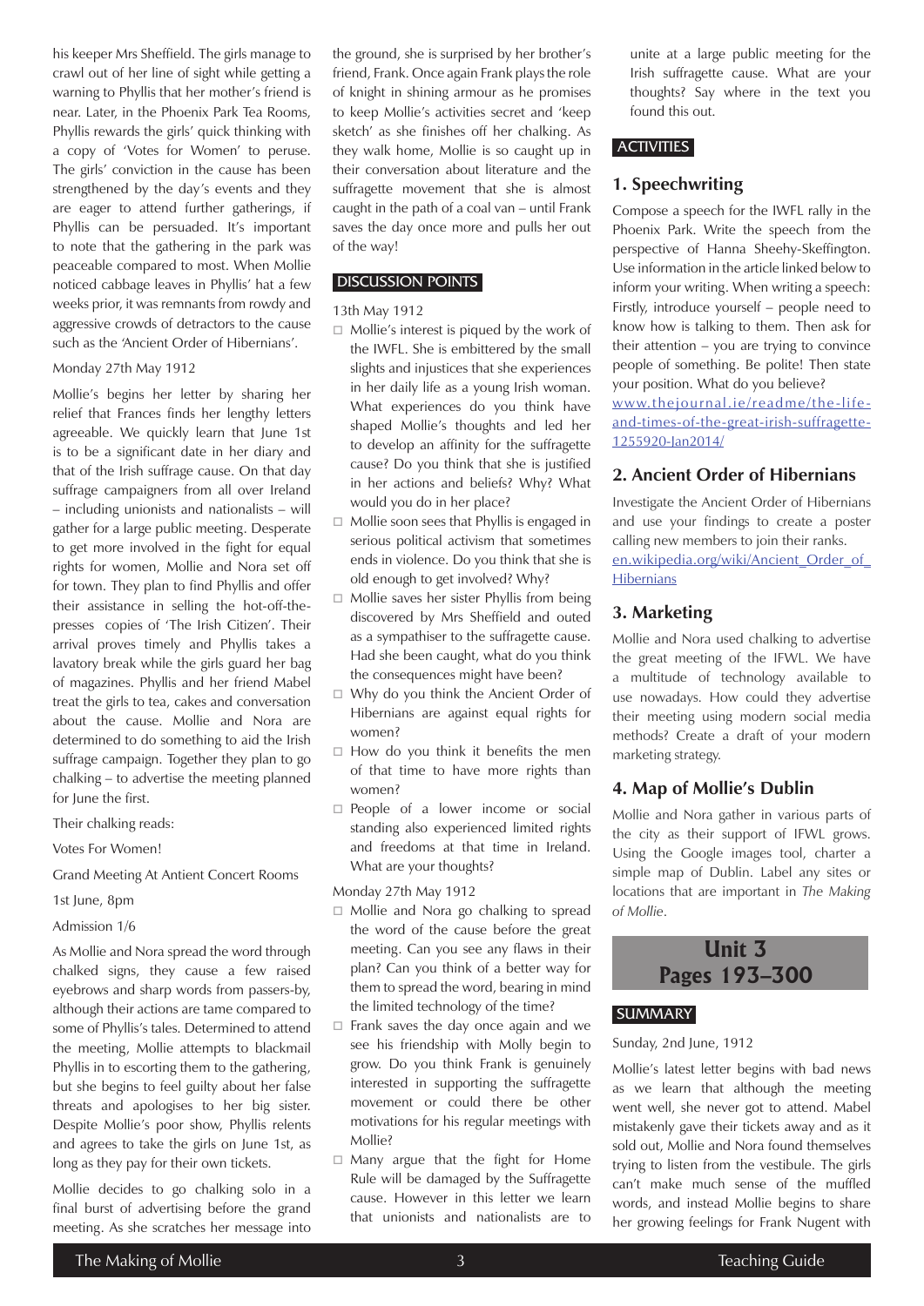his keeper Mrs Sheffield. The girls manage to crawl out of her line of sight while getting a warning to Phyllis that her mother's friend is near. Later, in the Phoenix Park Tea Rooms, Phyllis rewards the girls' quick thinking with a copy of 'Votes for Women' to peruse. The girls' conviction in the cause has been strengthened by the day's events and they are eager to attend further gatherings, if Phyllis can be persuaded. It's important to note that the gathering in the park was peaceable compared to most. When Mollie noticed cabbage leaves in Phyllis' hat a few weeks prior, it was remnants from rowdy and aggressive crowds of detractors to the cause such as the 'Ancient Order of Hibernians'.

Monday 27th May 1912

Mollie's begins her letter by sharing her relief that Frances finds her lengthy letters agreeable. We quickly learn that June 1st is to be a significant date in her diary and that of the Irish suffrage cause. On that day suffrage campaigners from all over Ireland – including unionists and nationalists – will gather for a large public meeting. Desperate to get more involved in the fight for equal rights for women, Mollie and Nora set off for town. They plan to find Phyllis and offer their assistance in selling the hot-off-the-presses copies of 'The Irish Citizen'. Their arrival proves timely and Phyllis takes a lavatory break while the girls guard her bag of magazines. Phyllis and her friend Mabel treat the girls to tea, cakes and conversation about the cause. Mollie and Nora are determined to do something to aid the Irish suffrage campaign. Together they plan to go chalking – to advertise the meeting planned for June the first.

Their chalking reads:

Votes For Women!

Grand Meeting At Antient Concert Rooms

1st June, 8pm

Admission 1/6

As Mollie and Nora spread the word through chalked signs, they cause a few raised eyebrows and sharp words from passers-by, although their actions are tame compared to some of Phyllis's tales. Determined to attend the meeting, Mollie attempts to blackmail Phyllis in to escorting them to the gathering, but she begins to feel guilty about her false threats and apologises to her big sister. Despite Mollie's poor show, Phyllis relents and agrees to take the girls on June 1st, as long as they pay for their own tickets.

Mollie decides to go chalking solo in a final burst of advertising before the grand meeting. As she scratches her message into the ground, she is surprised by her brother's friend, Frank. Once again Frank plays the role of knight in shining armour as he promises to keep Mollie's activities secret and 'keep sketch' as she finishes off her chalking. As they walk home, Mollie is so caught up in their conversation about literature and the suffragette movement that she is almost caught in the path of a coal van – until Frank saves the day once more and pulls her out of the way!

## DISCUSSION POINTS

13th May 1912

- Mollie's interest is piqued by the work of the IWFL. She is embittered by the small slights and injustices that she experiences in her daily life as a young Irish woman. What experiences do you think have shaped Mollie's thoughts and led her to develop an affinity for the suffragette cause? Do you think that she is justified in her actions and beliefs? Why? What would you do in her place?
- Mollie soon sees that Phyllis is engaged in serious political activism that sometimes ends in violence. Do you think that she is old enough to get involved? Why?
- Mollie saves her sister Phyllis from being discovered by Mrs Sheffield and outed as a sympathiser to the suffragette cause. Had she been caught, what do you think the consequences might have been?
- Why do you think the Ancient Order of Hibernians are against equal rights for women?
- How do you think it benefits the men of that time to have more rights than women?
- People of a lower income or social standing also experienced limited rights and freedoms at that time in Ireland. What are your thoughts?

Monday 27th May 1912

- Mollie and Nora go chalking to spread the word of the cause before the great meeting. Can you see any flaws in their plan? Can you think of a better way for them to spread the word, bearing in mind the limited technology of the time?
- Frank saves the day once again and we see his friendship with Molly begin to grow. Do you think Frank is genuinely interested in supporting the suffragette movement or could there be other motivations for his regular meetings with Mollie?
- Many argue that the fight for Home Rule will be damaged by the Suffragette cause. However in this letter we learn that unionists and nationalists are to unite at a large public meeting for the Irish suffragette cause. What are your thoughts? Say where in the text you found this out.

## ACTIVITIES

### 1. Speechwriting

Compose a speech for the IWFL rally in the Phoenix Park. Write the speech from the perspective of Hanna Sheehy-Skeffington. Use information in the article linked below to inform your writing. When writing a speech: Firstly, introduce yourself – people need to know how is talking to them. Then ask for their attention – you are trying to convince people of something. Be polite! Then state your position. What do you believe?

www.thejournal.ie/readme/the-life-and-times-of-the-great-irish-suffragette-1255920-Jan2014/

### 2. Ancient Order of Hibernians

Investigate the Ancient Order of Hibernians and use your findings to create a poster calling new members to join their ranks.

en.wikipedia.org/wiki/Ancient_Order_of_Hibernians

### 3. Marketing

Mollie and Nora used chalking to advertise the great meeting of the IFWL. We have a multitude of technology available to use nowadays. How could they advertise their meeting using modern social media methods? Create a draft of your modern marketing strategy.

### 4. Map of Mollie's Dublin

Mollie and Nora gather in various parts of the city as their support of IFWL grows. Using the Google images tool, charter a simple map of Dublin. Label any sites or locations that are important in *The Making of Mollie*.

# Unit 3 Pages 193–300

## SUMMARY

Sunday, 2nd June, 1912

Mollie's latest letter begins with bad news as we learn that although the meeting went well, she never got to attend. Mabel mistakenly gave their tickets away and as it sold out, Mollie and Nora found themselves trying to listen from the vestibule. The girls can't make much sense of the muffled words, and instead Mollie begins to share her growing feelings for Frank Nugent with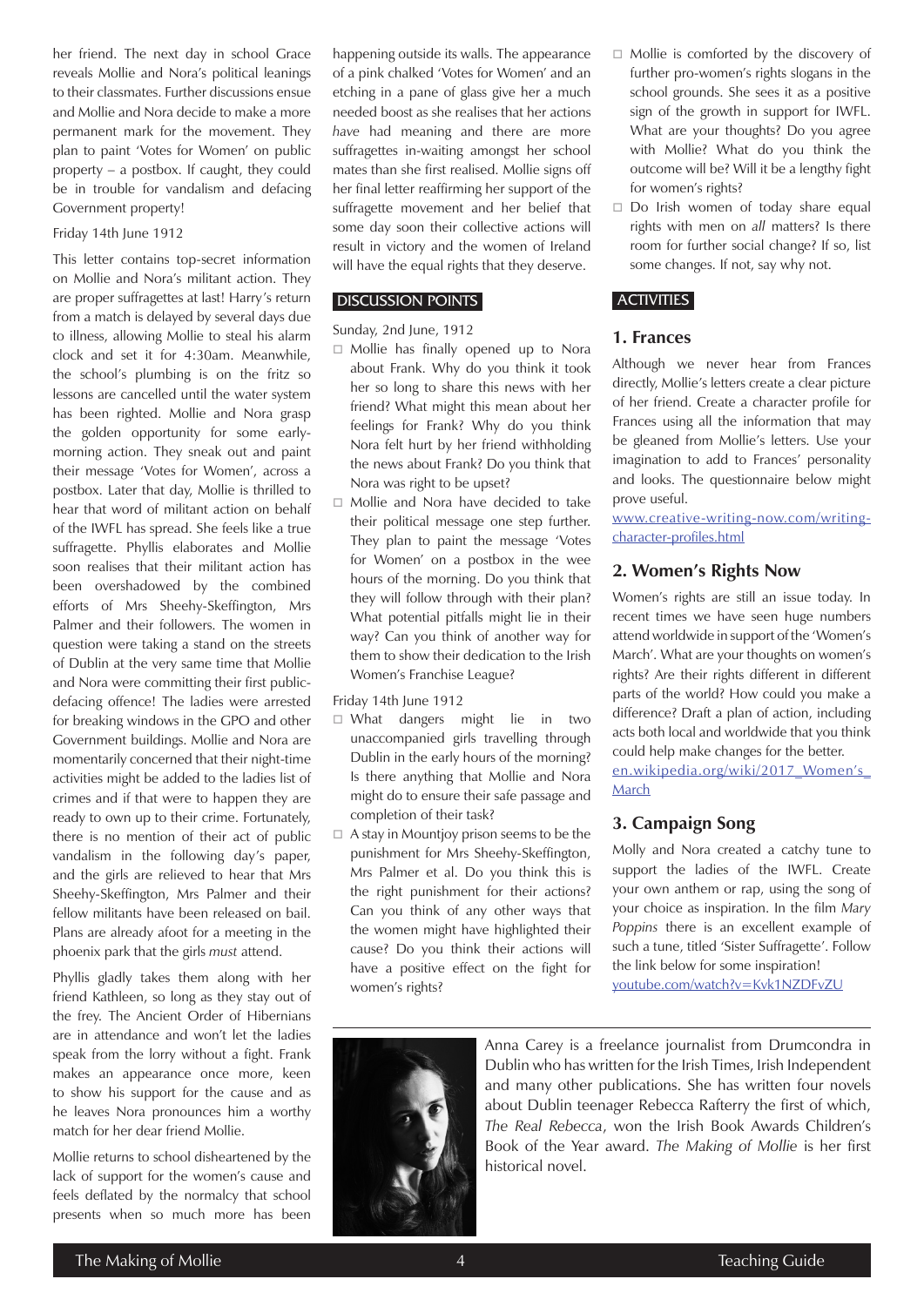her friend. The next day in school Grace reveals Mollie and Nora's political leanings to their classmates. Further discussions ensue and Mollie and Nora decide to make a more permanent mark for the movement. They plan to paint 'Votes for Women' on public property – a postbox. If caught, they could be in trouble for vandalism and defacing Government property!

Friday 14th June 1912

This letter contains top-secret information on Mollie and Nora's militant action. They are proper suffragettes at last! Harry's return from a match is delayed by several days due to illness, allowing Mollie to steal his alarm clock and set it for 4:30am. Meanwhile, the school's plumbing is on the fritz so lessons are cancelled until the water system has been righted. Mollie and Nora grasp the golden opportunity for some early-morning action. They sneak out and paint their message 'Votes for Women', across a postbox. Later that day, Mollie is thrilled to hear that word of militant action on behalf of the IWFL has spread. She feels like a true suffragette. Phyllis elaborates and Mollie soon realises that their militant action has been overshadowed by the combined efforts of Mrs Sheehy-Skeffington, Mrs Palmer and their followers. The women in question were taking a stand on the streets of Dublin at the very same time that Mollie and Nora were committing their first public-defacing offence! The ladies were arrested for breaking windows in the GPO and other Government buildings. Mollie and Nora are momentarily concerned that their night-time activities might be added to the ladies list of crimes and if that were to happen they are ready to own up to their crime. Fortunately, there is no mention of their act of public vandalism in the following day's paper, and the girls are relieved to hear that Mrs Sheehy-Skeffington, Mrs Palmer and their fellow militants have been released on bail. Plans are already afoot for a meeting in the phoenix park that the girls *must* attend.

Phyllis gladly takes them along with her friend Kathleen, so long as they stay out of the frey. The Ancient Order of Hibernians are in attendance and won't let the ladies speak from the lorry without a fight. Frank makes an appearance once more, keen to show his support for the cause and as he leaves Nora pronounces him a worthy match for her dear friend Mollie.

Mollie returns to school disheartened by the lack of support for the women's cause and feels deflated by the normalcy that school presents when so much more has been happening outside its walls. The appearance of a pink chalked 'Votes for Women' and an etching in a pane of glass give her a much needed boost as she realises that her actions *have* had meaning and there are more suffragettes in-waiting amongst her school mates than she first realised. Mollie signs off her final letter reaffirming her support of the suffragette movement and her belief that some day soon their collective actions will result in victory and the women of Ireland will have the equal rights that they deserve.

## DISCUSSION POINTS

Sunday, 2nd June, 1912

- Mollie has finally opened up to Nora about Frank. Why do you think it took her so long to share this news with her friend? What might this mean about her feelings for Frank? Why do you think Nora felt hurt by her friend withholding the news about Frank? Do you think that Nora was right to be upset?
- Mollie and Nora have decided to take their political message one step further. They plan to paint the message 'Votes for Women' on a postbox in the wee hours of the morning. Do you think that they will follow through with their plan? What potential pitfalls might lie in their way? Can you think of another way for them to show their dedication to the Irish Women's Franchise League?

Friday 14th June 1912

- What dangers might lie in two unaccompanied girls travelling through Dublin in the early hours of the morning? Is there anything that Mollie and Nora might do to ensure their safe passage and completion of their task?
- A stay in Mountjoy prison seems to be the punishment for Mrs Sheehy-Skeffington, Mrs Palmer et al. Do you think this is the right punishment for their actions? Can you think of any other ways that the women might have highlighted their cause? Do you think their actions will have a positive effect on the fight for women's rights?
- Mollie is comforted by the discovery of further pro-women's rights slogans in the school grounds. She sees it as a positive sign of the growth in support for IWFL. What are your thoughts? Do you agree with Mollie? What do you think the outcome will be? Will it be a lengthy fight for women's rights?
- Do Irish women of today share equal rights with men on *all* matters? Is there room for further social change? If so, list some changes. If not, say why not.

## ACTIVITIES

### 1. Frances

Although we never hear from Frances directly, Mollie's letters create a clear picture of her friend. Create a character profile for Frances using all the information that may be gleaned from Mollie's letters. Use your imagination to add to Frances' personality and looks. The questionnaire below might prove useful.

www.creative-writing-now.com/writing-character-profiles.html

### 2. Women's Rights Now

Women's rights are still an issue today. In recent times we have seen huge numbers attend worldwide in support of the 'Women's March'. What are your thoughts on women's rights? Are their rights different in different parts of the world? How could you make a difference? Draft a plan of action, including acts both local and worldwide that you think could help make changes for the better.

en.wikipedia.org/wiki/2017_Women's_March

### 3. Campaign Song

Molly and Nora created a catchy tune to support the ladies of the IWFL. Create your own anthem or rap, using the song of your choice as inspiration. In the film *Mary Poppins* there is an excellent example of such a tune, titled 'Sister Suffragette'. Follow the link below for some inspiration!

youtube.com/watch?v=Kvk1NZDFvZU

Anna Carey is a freelance journalist from Drumcondra in Dublin who has written for the Irish Times, Irish Independent and many other publications. She has written four novels about Dublin teenager Rebecca Rafferty the first of which, *The Real Rebecca*, won the Irish Book Awards Children's Book of the Year award. *The Making of Mollie* is her first historical novel.